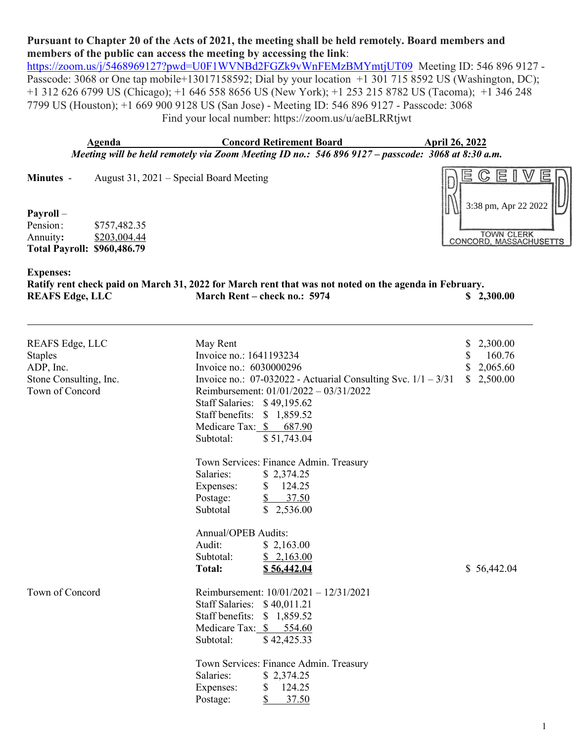**Pursuant to Chapter 20 of the Acts of 2021, the meeting shall be held remotely. Board members and members of the public can access the meeting by accessing the link**: https://zoom.us/j/5468969127?pwd=U0F1WVNBd2FGZk9vWnFEMzBMYmtjUT09 Meeting ID: 546 896 9127 - Passcode: 3068 or One tap mobile+13017158592; Dial by your location +1 301 715 8592 US (Washington, DC); +1 312 626 6799 US (Chicago); +1 646 558 8656 US (New York); +1 253 215 8782 US (Tacoma); +1 346 248 7799 US (Houston); +1 669 900 9128 US (San Jose) - Meeting ID: 546 896 9127 - Passcode: 3068

Find your local number: https://zoom.us/u/aeBLRRtjwt

RECEIVED 3:38 pm, Apr 22 2022 TOWN CLERK CONCORD, MASSACHUSETTS

**Agenda** **Concord Retirement Board** **April 26, 2022**

***Meeting will be held remotely via Zoom Meeting ID no.: 546 896 9127 – passcode: 3068 at 8:30 a.m.***

**Minutes** - August 31, 2021 – Special Board Meeting

**Payroll** –

| | |
|---|---|
| Pension: | $757,482.35 |
| Annuity: | $203,004.44 |
| **Total Payroll:** | **$960,486.79** |

**Expenses:**

**Ratify rent check paid on March 31, 2022 for March rent that was not noted on the agenda in February.**

| | | |
|---|---|---|
| **REAFS Edge, LLC** | **March Rent – check no.: 5974** | **$ 2,300.00** |

---

| | | |
|---|---|---|
| REAFS Edge, LLC | May Rent | $ 2,300.00 |
| Staples | Invoice no.: 1641193234 | $ 160.76 |
| ADP, Inc. | Invoice no.: 6030000296 | $ 2,065.60 |
| Stone Consulting, Inc. | Invoice no.: 07-032022 - Actuarial Consulting Svc. 1/1 – 3/31 | $ 2,500.00 |
| Town of Concord | Reimbursement: 01/01/2022 – 03/31/2022 | |
| | Staff Salaries: $ 49,195.62 | |
| | Staff benefits: $ 1,859.52 | |
| | Medicare Tax: $ 687.90 | |
| | Subtotal: $ 51,743.04 | |
| | Town Services: Finance Admin. Treasury | |
| | Salaries: $ 2,374.25 | |
| | Expenses: $ 124.25 | |
| | Postage: $ 37.50 | |
| | Subtotal $ 2,536.00 | |
| | Annual/OPEB Audits: | |
| | Audit: $ 2,163.00 | |
| | Subtotal: $ 2,163.00 | |
| | **Total: $ 56,442.04** | $ 56,442.04 |
| Town of Concord | Reimbursement: 10/01/2021 – 12/31/2021 | |
| | Staff Salaries: $ 40,011.21 | |
| | Staff benefits: $ 1,859.52 | |
| | Medicare Tax: $ 554.60 | |
| | Subtotal: $ 42,425.33 | |
| | Town Services: Finance Admin. Treasury | |
| | Salaries: $ 2,374.25 | |
| | Expenses: $ 124.25 | |
| | Postage: $ 37.50 | |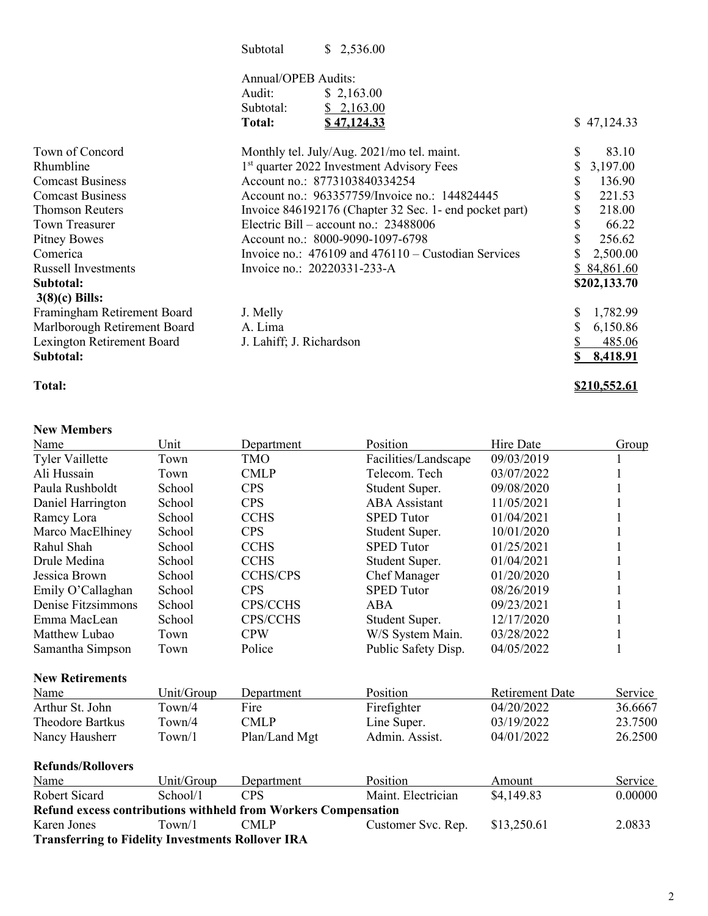| | | | |
|---|---|---|---|
| | Subtotal | $ 2,536.00 | |
| | Annual/OPEB Audits: | | |
| | Audit: | $ 2,163.00 | |
| | Subtotal: | $ 2,163.00 | |
| | **Total:** | **$ 47,124.33** | $ 47,124.33 |

| | | |
|---|---|---|
| Town of Concord | Monthly tel. July/Aug. 2021/mo tel. maint. | $ 83.10 |
| Rhumbline | 1st quarter 2022 Investment Advisory Fees | $ 3,197.00 |
| Comcast Business | Account no.: 8773103840334254 | $ 136.90 |
| Comcast Business | Account no.: 963357759/Invoice no.: 144824445 | $ 221.53 |
| Thomson Reuters | Invoice 846192176 (Chapter 32 Sec. 1- end pocket part) | $ 218.00 |
| Town Treasurer | Electric Bill – account no.: 23488006 | $ 66.22 |
| Pitney Bowes | Account no.: 8000-9090-1097-6798 | $ 256.62 |
| Comerica | Invoice no.: 476109 and 476110 – Custodian Services | $ 2,500.00 |
| Russell Investments | Invoice no.: 20220331-233-A | $ 84,861.60 |
| **Subtotal:** | | **$202,133.70** |
| **3(8)(c) Bills:** | | |
| Framingham Retirement Board | J. Melly | $ 1,782.99 |
| Marlborough Retirement Board | A. Lima | $ 6,150.86 |
| Lexington Retirement Board | J. Lahiff; J. Richardson | $ 485.06 |
| **Subtotal:** | | **$ 8,418.91** |
| **Total:** | | **$210,552.61** |

**New Members**

| Name | Unit | Department | Position | Hire Date | Group |
|---|---|---|---|---|---|
| Tyler Vaillette | Town | TMO | Facilities/Landscape | 09/03/2019 | 1 |
| Ali Hussain | Town | CMLP | Telecom. Tech | 03/07/2022 | 1 |
| Paula Rushboldt | School | CPS | Student Super. | 09/08/2020 | 1 |
| Daniel Harrington | School | CPS | ABA Assistant | 11/05/2021 | 1 |
| Ramcy Lora | School | CCHS | SPED Tutor | 01/04/2021 | 1 |
| Marco MacElhiney | School | CPS | Student Super. | 10/01/2020 | 1 |
| Rahul Shah | School | CCHS | SPED Tutor | 01/25/2021 | 1 |
| Drule Medina | School | CCHS | Student Super. | 01/04/2021 | 1 |
| Jessica Brown | School | CCHS/CPS | Chef Manager | 01/20/2020 | 1 |
| Emily O'Callaghan | School | CPS | SPED Tutor | 08/26/2019 | 1 |
| Denise Fitzsimmons | School | CPS/CCHS | ABA | 09/23/2021 | 1 |
| Emma MacLean | School | CPS/CCHS | Student Super. | 12/17/2020 | 1 |
| Matthew Lubao | Town | CPW | W/S System Main. | 03/28/2022 | 1 |
| Samantha Simpson | Town | Police | Public Safety Disp. | 04/05/2022 | 1 |

**New Retirements**

| Name | Unit/Group | Department | Position | Retirement Date | Service |
|---|---|---|---|---|---|
| Arthur St. John | Town/4 | Fire | Firefighter | 04/20/2022 | 36.6667 |
| Theodore Bartkus | Town/4 | CMLP | Line Super. | 03/19/2022 | 23.7500 |
| Nancy Hausherr | Town/1 | Plan/Land Mgt | Admin. Assist. | 04/01/2022 | 26.2500 |

**Refunds/Rollovers**

| Name | Unit/Group | Department | Position | Amount | Service |
|---|---|---|---|---|---|
| Robert Sicard | School/1 | CPS | Maint. Electrician | $4,149.83 | 0.00000 |
| **Refund excess contributions withheld from Workers Compensation** | | | | | |
| Karen Jones | Town/1 | CMLP | Customer Svc. Rep. | $13,250.61 | 2.0833 |
| **Transferring to Fidelity Investments Rollover IRA** | | | | | |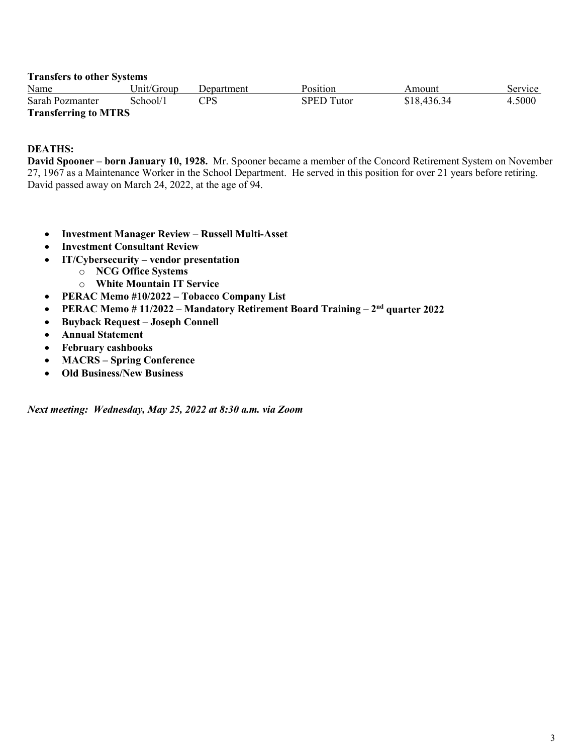**Transfers to other Systems**

| Name | Unit/Group | Department | Position | Amount | Service |
|---|---|---|---|---|---|
| Sarah Pozmanter | School/1 | CPS | SPED Tutor | $18,436.34 | 4.5000 |

**Transferring to MTRS**

**DEATHS:**

**David Spooner – born January 10, 1928.** Mr. Spooner became a member of the Concord Retirement System on November 27, 1967 as a Maintenance Worker in the School Department. He served in this position for over 21 years before retiring. David passed away on March 24, 2022, at the age of 94.

- **Investment Manager Review – Russell Multi-Asset**
- **Investment Consultant Review**
- **IT/Cybersecurity – vendor presentation**
  - **NCG Office Systems**
  - **White Mountain IT Service**
- **PERAC Memo #10/2022 – Tobacco Company List**
- **PERAC Memo # 11/2022 – Mandatory Retirement Board Training – 2nd quarter 2022**
- **Buyback Request – Joseph Connell**
- **Annual Statement**
- **February cashbooks**
- **MACRS – Spring Conference**
- **Old Business/New Business**

***Next meeting: Wednesday, May 25, 2022 at 8:30 a.m. via Zoom***